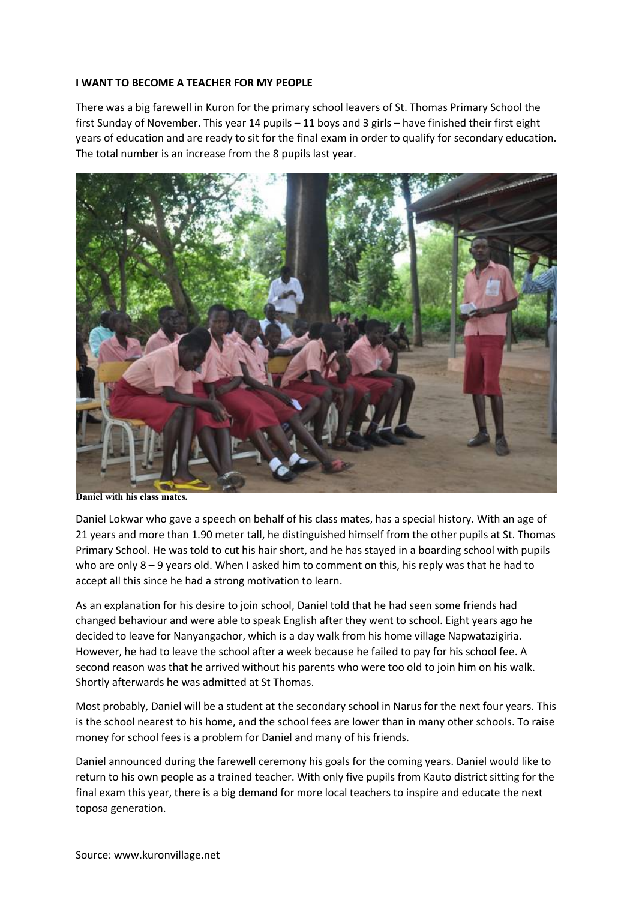**I WANT TO BECOME A TEACHER FOR MY PEOPLE**

There was a big farewell in Kuron for the primary school leavers of St. Thomas Primary School the first Sunday of November. This year 14 pupils – 11 boys and 3 girls – have finished their first eight years of education and are ready to sit for the final exam in order to qualify for secondary education. The total number is an increase from the 8 pupils last year.

**Daniel with his class mates.**

Daniel Lokwar who gave a speech on behalf of his class mates, has a special history. With an age of 21 years and more than 1.90 meter tall, he distinguished himself from the other pupils at St. Thomas Primary School. He was told to cut his hair short, and he has stayed in a boarding school with pupils who are only 8 – 9 years old. When I asked him to comment on this, his reply was that he had to accept all this since he had a strong motivation to learn.

As an explanation for his desire to join school, Daniel told that he had seen some friends had changed behaviour and were able to speak English after they went to school. Eight years ago he decided to leave for Nanyangachor, which is a day walk from his home village Napwatazigiria. However, he had to leave the school after a week because he failed to pay for his school fee. A second reason was that he arrived without his parents who were too old to join him on his walk. Shortly afterwards he was admitted at St Thomas.

Most probably, Daniel will be a student at the secondary school in Narus for the next four years. This is the school nearest to his home, and the school fees are lower than in many other schools. To raise money for school fees is a problem for Daniel and many of his friends.

Daniel announced during the farewell ceremony his goals for the coming years. Daniel would like to return to his own people as a trained teacher. With only five pupils from Kauto district sitting for the final exam this year, there is a big demand for more local teachers to inspire and educate the next toposa generation.

Source: www.kuronvillage.net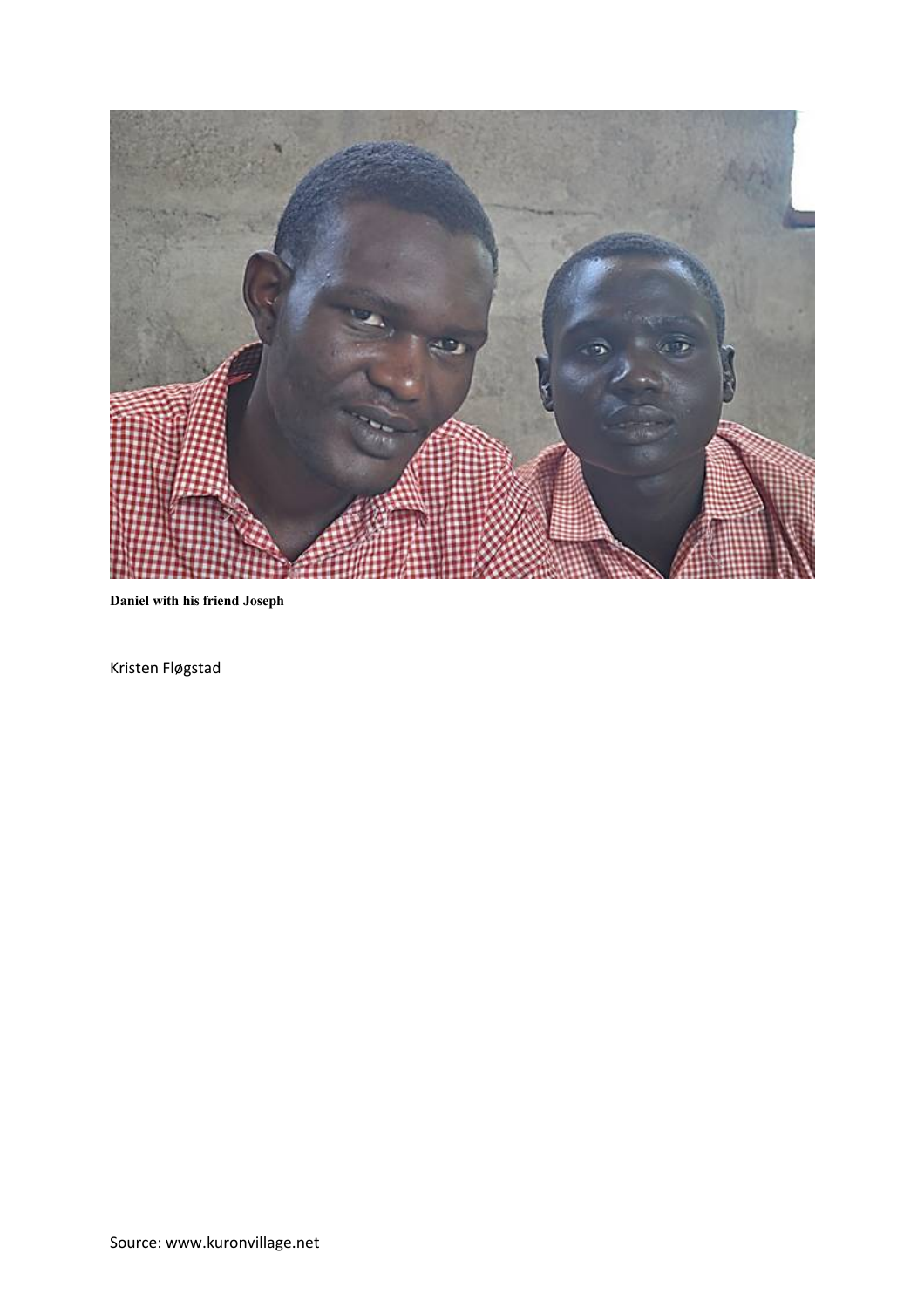**Daniel with his friend Joseph**

Kristen Fløgstad

Source: www.kuronvillage.net